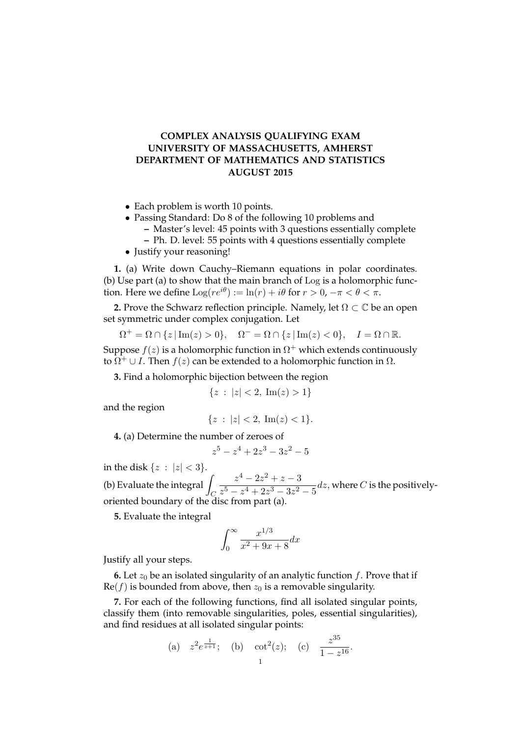# COMPLEX ANALYSIS QUALIFYING EXAM
# UNIVERSITY OF MASSACHUSETTS, AMHERST
# DEPARTMENT OF MATHEMATICS AND STATISTICS
# AUGUST 2015

- Each problem is worth 10 points.
- Passing Standard: Do 8 of the following 10 problems and
  - Master's level: 45 points with 3 questions essentially complete
  - Ph. D. level: 55 points with 4 questions essentially complete
- Justify your reasoning!

**1.** (a) Write down Cauchy–Riemann equations in polar coordinates.
(b) Use part (a) to show that the main branch of Log is a holomorphic function. Here we define $\mathrm{Log}(re^{i\theta}) := \ln(r) + i\theta$ for $r > 0$, $-\pi < \theta < \pi$.

**2.** Prove the Schwarz reflection principle. Namely, let $\Omega \subset \mathbb{C}$ be an open set symmetric under complex conjugation. Let

$$\Omega^+ = \Omega \cap \{z \,|\, \mathrm{Im}(z) > 0\}, \quad \Omega^- = \Omega \cap \{z \,|\, \mathrm{Im}(z) < 0\}, \quad I = \Omega \cap \mathbb{R}.$$

Suppose $f(z)$ is a holomorphic function in $\Omega^+$ which extends continuously to $\Omega^+ \cup I$. Then $f(z)$ can be extended to a holomorphic function in $\Omega$.

**3.** Find a holomorphic bijection between the region

$$\{z \;:\; |z| < 2,\ \mathrm{Im}(z) > 1\}$$

and the region

$$\{z \;:\; |z| < 2,\ \mathrm{Im}(z) < 1\}.$$

**4.** (a) Determine the number of zeroes of

$$z^5 - z^4 + 2z^3 - 3z^2 - 5$$

in the disk $\{z \;:\; |z| < 3\}$.
(b) Evaluate the integral $\displaystyle\int_C \frac{z^4 - 2z^2 + z - 3}{z^5 - z^4 + 2z^3 - 3z^2 - 5}dz$, where $C$ is the positively-oriented boundary of the disc from part (a).

**5.** Evaluate the integral

$$\int_0^\infty \frac{x^{1/3}}{x^2 + 9x + 8}dx$$

Justify all your steps.

**6.** Let $z_0$ be an isolated singularity of an analytic function $f$. Prove that if $\mathrm{Re}(f)$ is bounded from above, then $z_0$ is a removable singularity.

**7.** For each of the following functions, find all isolated singular points, classify them (into removable singularities, poles, essential singularities), and find residues at all isolated singular points:

$$\text{(a)} \quad z^2 e^{\frac{1}{z+1}}; \quad \text{(b)} \quad \cot^2(z); \quad \text{(c)} \quad \frac{z^{35}}{1 - z^{16}}.$$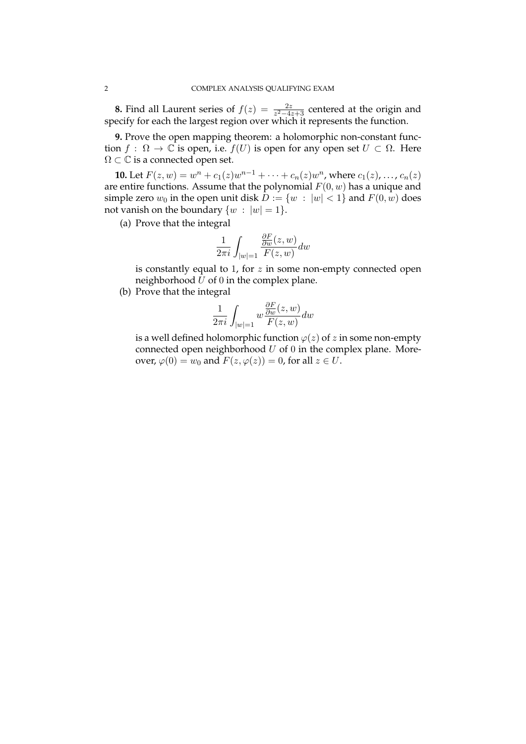**8.** Find all Laurent series of $f(z) = \frac{2z}{z^2-4z+3}$ centered at the origin and specify for each the largest region over which it represents the function.

**9.** Prove the open mapping theorem: a holomorphic non-constant function $f : \Omega \to \mathbb{C}$ is open, i.e. $f(U)$ is open for any open set $U \subset \Omega$. Here $\Omega \subset \mathbb{C}$ is a connected open set.

**10.** Let $F(z, w) = w^n + c_1(z)w^{n-1} + \cdots + c_n(z)w^n$, where $c_1(z), \ldots, c_n(z)$ are entire functions. Assume that the polynomial $F(0, w)$ has a unique and simple zero $w_0$ in the open unit disk $D := \{w : |w| < 1\}$ and $F(0, w)$ does not vanish on the boundary $\{w : |w| = 1\}$.

(a) Prove that the integral

$$\frac{1}{2\pi i} \int_{|w|=1} \frac{\frac{\partial F}{\partial w}(z, w)}{F(z, w)} dw$$

is constantly equal to 1, for $z$ in some non-empty connected open neighborhood $U$ of 0 in the complex plane.

(b) Prove that the integral

$$\frac{1}{2\pi i} \int_{|w|=1} w \frac{\frac{\partial F}{\partial w}(z, w)}{F(z, w)} dw$$

is a well defined holomorphic function $\varphi(z)$ of $z$ in some non-empty connected open neighborhood $U$ of 0 in the complex plane. Moreover, $\varphi(0) = w_0$ and $F(z, \varphi(z)) = 0$, for all $z \in U$.